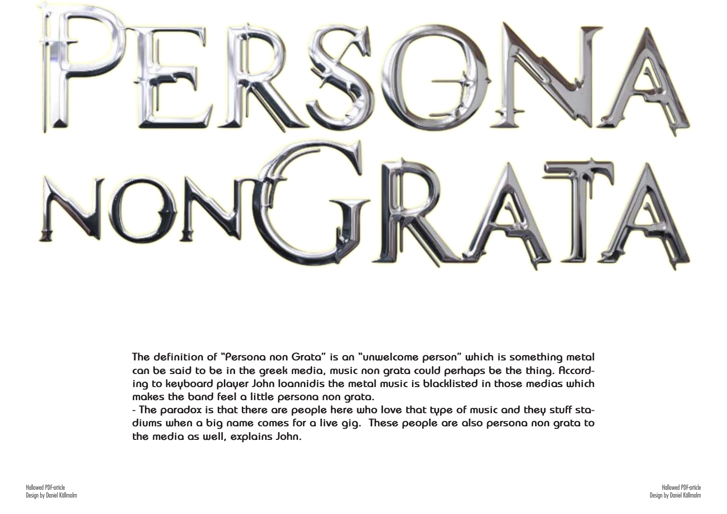# Persona non Grata

**The definition of "Persona non Grata" is an "unwelcome person" which is something metal can be said to be in the greek media, music non grata could perhaps be the thing. According to keyboard player John Ioannidis the metal music is blacklisted in those medias which makes the band feel a little persona non grata.**

**- The paradox is that there are people here who love that type of music and they stuff stadiums when a big name comes for a live gig. These people are also persona non grata to the media as well, explains John.**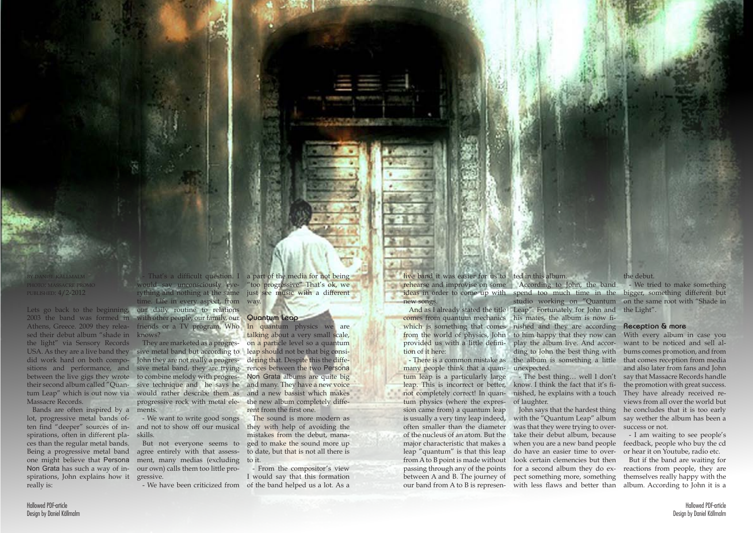BY DANIEL KÄLLMALM
PHOTO: MASSACRE PROMO
PUBLISHED: 4/2-2012

Lets go back to the beginning, 2003 the band was formed in Athens, Greece. 2009 they released their debut album "shade in the light" via Sensory Records USA. As they are a live band they did work hard on both compositions and performance, and between the live gigs they wrote their second album called "Quantum Leap" which is out now via Massacre Records.

Bands are often inspired by a lot, progressive metal bands often find "deeper" sources of inspirations, often in different places than the regular metal bands. Being a progressive metal band one might believe that Persona Non Grata has such a way of inspirations, John explains how it really is:

- That's a difficult question. I would say unconsciously everything and nothing at the same time. Life in every aspect, from our daily routine to relations with other people, our family, our friends or a TV program. Who knows?

They are marketed as a progressive metal band but according to John they are not really a progressive metal band, they are trying to combine melody with progressive technique and he says he would rather describe them as progressive rock with metal elements.

- We want to write good songs and not to show off our musical skills.

But not everyone seems to agree entirely with that assessment, many medias (excluding our own) calls them too little progressive.

- We have been criticized from a part of the media for not being "too progressive" That's ok, we just see music with a different way.

## Quantum Leap

In quantum physics we are talking about a very small scale, on a particle level so a quantum leap should not be that big considering that. Despite this the differences between the two Persona Non Grata albums are quite big and many. They have a new voice and a new bassist which makes the new album completely different from the first one.

The sound is more modern as they with help of avoiding the mistakes from the debut, managed to make the sound more up to date, but that is not all there is to it.

- From the compositor's view I would say that this formation of the band helped us a lot. As a live band it was easier for us to rehearse and improvise on some ideas in order to come up with new songs.

And as I already stated the title comes from quantum mechanics which is something that comes from the world of physics, John provided us with a little definition of it here:

- There is a common mistake as many people think that a quantum leap is a particularly large leap. This is incorrect or better, not completely correct! In quantum physics (where the expression came from) a quantum leap is usually a very tiny leap indeed, often smaller than the diameter of the nucleus of an atom. But the major characteristic that makes a leap "quantum" is that this leap from A to B point is made without passing through any of the points between A and B. The journey of our band from A to B is represented in this album.

According to John, the band spend too much time in the studio working on "Quantum Leap". Fortunately for John and his mates, the album is now finished and they are according to him happy that they now can play the album live. And according to John the best thing with the album is something a little unexpected.

- The best thing… well I don't know. I think the fact that it's finished, he explains with a touch of laughter.

John says that the hardest thing with the "Quantum Leap" album was that they were trying to overtake their debut album, because when you are a new band people do have an easier time to overlook certain clemencies but then for a second album they do expect something more, something with less flaws and better than the debut.

- We tried to make something bigger, something different but on the same root with "Shade in the Light".

## Reception & more

With every album in case you want to be noticed and sell albums comes promotion, and from that comes reception from media and also later from fans and John say that Massacre Records handle the promotion with great success. They have already received reviews from all over the world but he concludes that it is too early say wether the album has been a success or not.

- I am waiting to see people's feedback, people who buy the cd or hear it on Youtube, radio etc.

But if the band are waiting for reactions from people, they are themselves really happy with the album. According to John it is a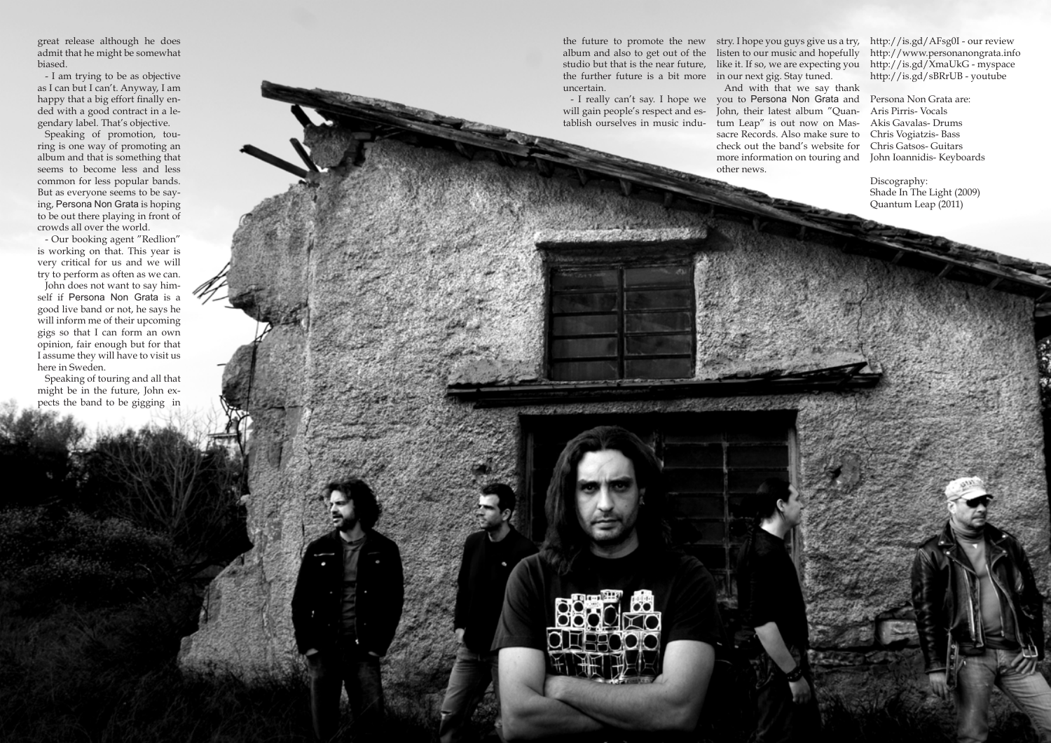great release although he does admit that he might be somewhat biased.

- I am trying to be as objective as I can but I can't. Anyway, I am happy that a big effort finally ended with a good contract in a legendary label. That's objective.

Speaking of promotion, touring is one way of promoting an album and that is something that seems to become less and less common for less popular bands. But as everyone seems to be saying, Persona Non Grata is hoping to be out there playing in front of crowds all over the world.

- Our booking agent "Redlion" is working on that. This year is very critical for us and we will try to perform as often as we can.

John does not want to say himself if Persona Non Grata is a good live band or not, he says he will inform me of their upcoming gigs so that I can form an own opinion, fair enough but for that I assume they will have to visit us here in Sweden.

Speaking of touring and all that might be in the future, John expects the band to be gigging in the future to promote the new album and also to get out of the studio but that is the near future, the further future is a bit more uncertain.

- I really can't say. I hope we will gain people's respect and establish ourselves in music industry. I hope you guys give us a try, listen to our music and hopefully like it. If so, we are expecting you in our next gig. Stay tuned.

And with that we say thank you to Persona Non Grata and John, their latest album "Quantum Leap" is out now on Massacre Records. Also make sure to check out the band's website for more information on touring and other news.

http://is.gd/AFsg0I - our review
http://www.personanongrata.info
http://is.gd/XmaUkG - myspace
http://is.gd/sBRrUB - youtube

Persona Non Grata are:
Aris Pirris- Vocals
Akis Gavalas- Drums
Chris Vogiatzis- Bass
Chris Gatsos- Guitars
John Ioannidis- Keyboards

Discography:
Shade In The Light (2009)
Quantum Leap (2011)